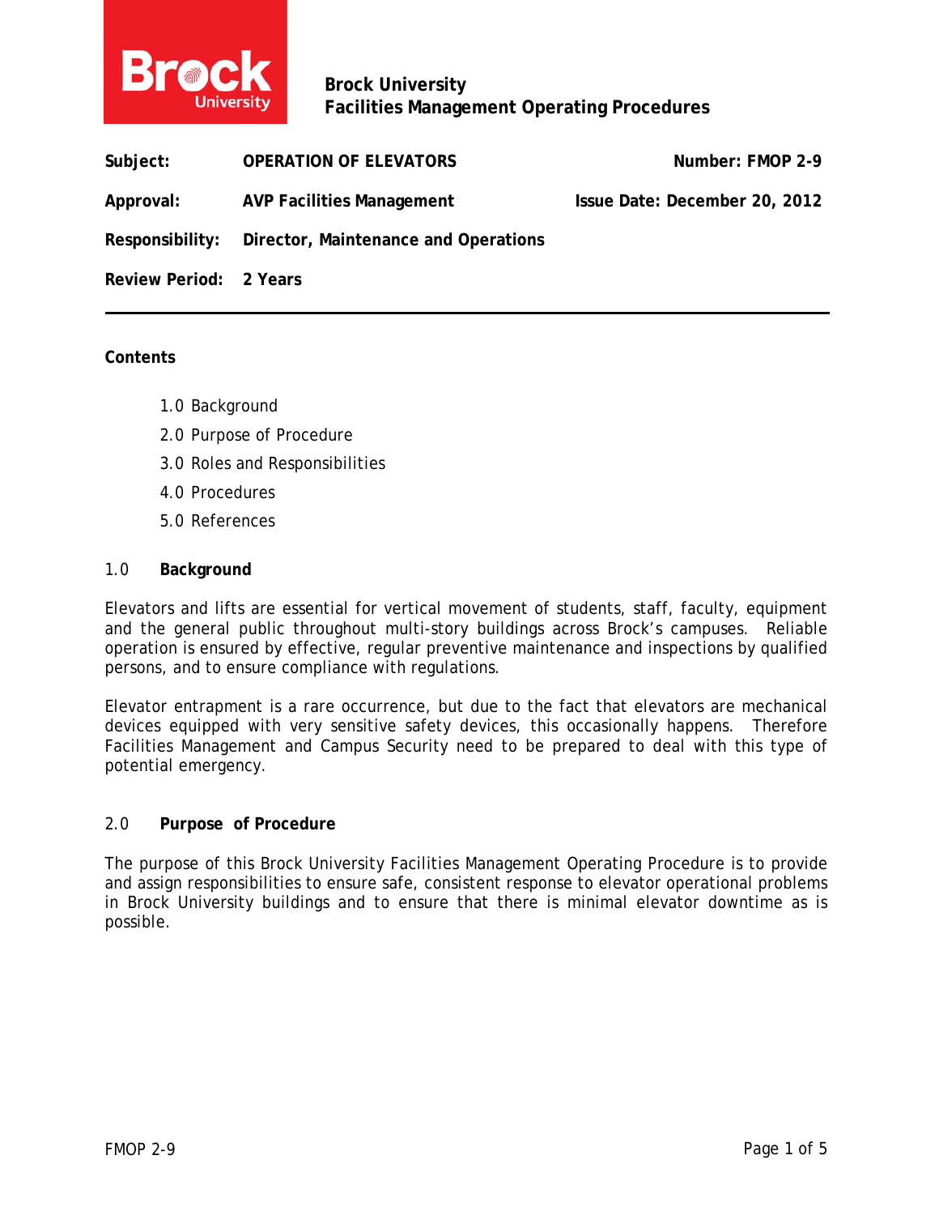**Brock University**
**Facilities Management Operating Procedures**

| | | |
|---|---|---|
| **Subject:** | **OPERATION OF ELEVATORS** | **Number: FMOP 2-9** |
| **Approval:** | **AVP Facilities Management** | **Issue Date: December 20, 2012** |
| **Responsibility:** | **Director, Maintenance and Operations** | |
| **Review Period:** | **2 Years** | |

---

**Contents**

1.0 Background
2.0 Purpose of Procedure
3.0 Roles and Responsibilities
4.0 Procedures
5.0 References

## 1.0 Background

Elevators and lifts are essential for vertical movement of students, staff, faculty, equipment and the general public throughout multi-story buildings across Brock's campuses. Reliable operation is ensured by effective, regular preventive maintenance and inspections by qualified persons, and to ensure compliance with regulations.

Elevator entrapment is a rare occurrence, but due to the fact that elevators are mechanical devices equipped with very sensitive safety devices, this occasionally happens. Therefore Facilities Management and Campus Security need to be prepared to deal with this type of potential emergency.

## 2.0 Purpose of Procedure

The purpose of this Brock University Facilities Management Operating Procedure is to provide and assign responsibilities to ensure safe, consistent response to elevator operational problems in Brock University buildings and to ensure that there is minimal elevator downtime as is possible.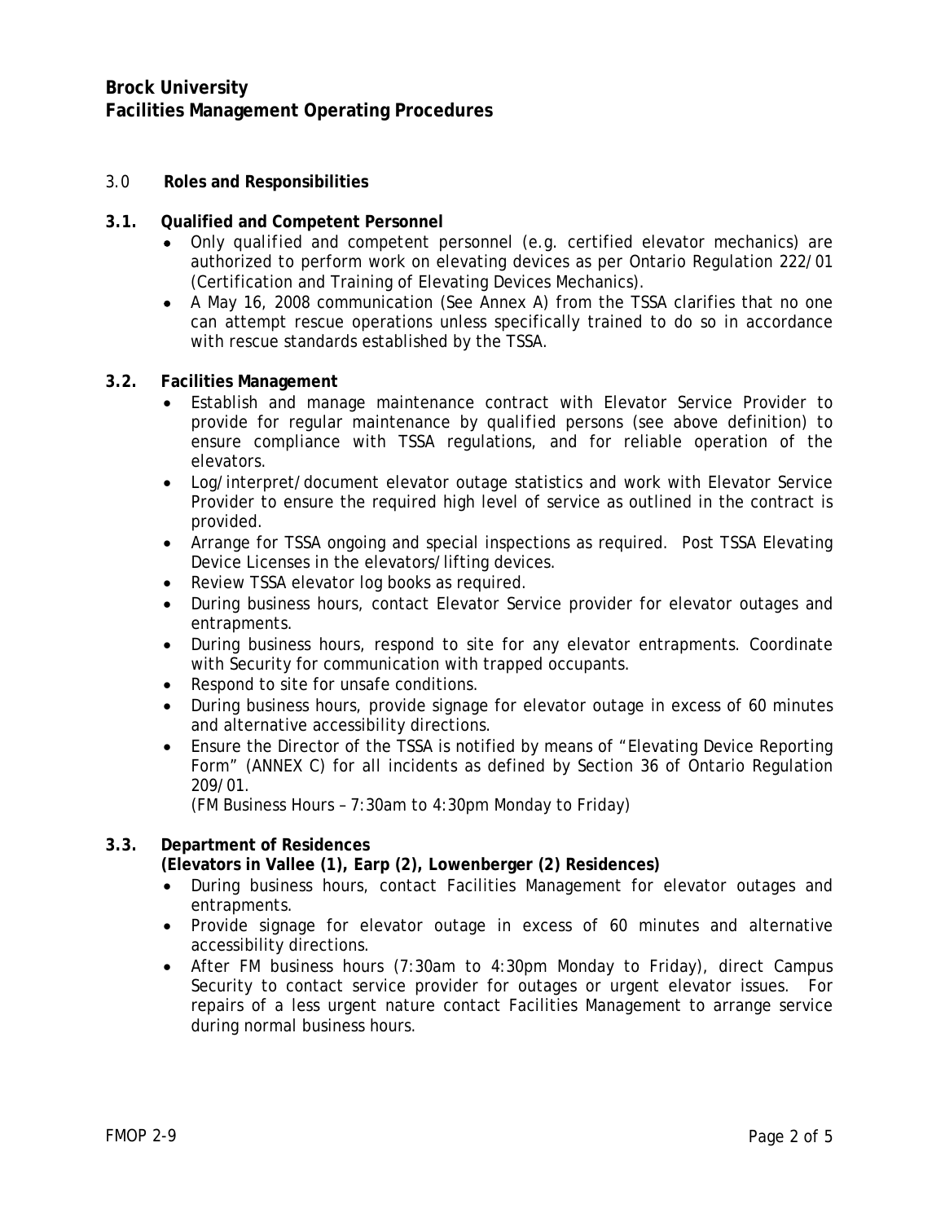**Brock University**
**Facilities Management Operating Procedures**

## 3.0 Roles and Responsibilities

### 3.1. Qualified and Competent Personnel

- Only qualified and competent personnel (e.g. certified elevator mechanics) are authorized to perform work on elevating devices as per Ontario Regulation 222/01 (Certification and Training of Elevating Devices Mechanics).
- A May 16, 2008 communication (See Annex A) from the TSSA clarifies that no one can attempt rescue operations unless specifically trained to do so in accordance with rescue standards established by the TSSA.

### 3.2. Facilities Management

- Establish and manage maintenance contract with Elevator Service Provider to provide for regular maintenance by qualified persons (see above definition) to ensure compliance with TSSA regulations, and for reliable operation of the elevators.
- Log/interpret/document elevator outage statistics and work with Elevator Service Provider to ensure the required high level of service as outlined in the contract is provided.
- Arrange for TSSA ongoing and special inspections as required. Post TSSA Elevating Device Licenses in the elevators/lifting devices.
- Review TSSA elevator log books as required.
- During business hours, contact Elevator Service provider for elevator outages and entrapments.
- During business hours, respond to site for any elevator entrapments. Coordinate with Security for communication with trapped occupants.
- Respond to site for unsafe conditions.
- During business hours, provide signage for elevator outage in excess of 60 minutes and alternative accessibility directions.
- Ensure the Director of the TSSA is notified by means of "Elevating Device Reporting Form" (ANNEX C) for all incidents as defined by Section 36 of Ontario Regulation 209/01.

  (FM Business Hours – 7:30am to 4:30pm Monday to Friday)

### 3.3. Department of Residences

**(Elevators in Vallee (1), Earp (2), Lowenberger (2) Residences)**

- During business hours, contact Facilities Management for elevator outages and entrapments.
- Provide signage for elevator outage in excess of 60 minutes and alternative accessibility directions.
- After FM business hours (7:30am to 4:30pm Monday to Friday), direct Campus Security to contact service provider for outages or urgent elevator issues. For repairs of a less urgent nature contact Facilities Management to arrange service during normal business hours.

FMOP 2-9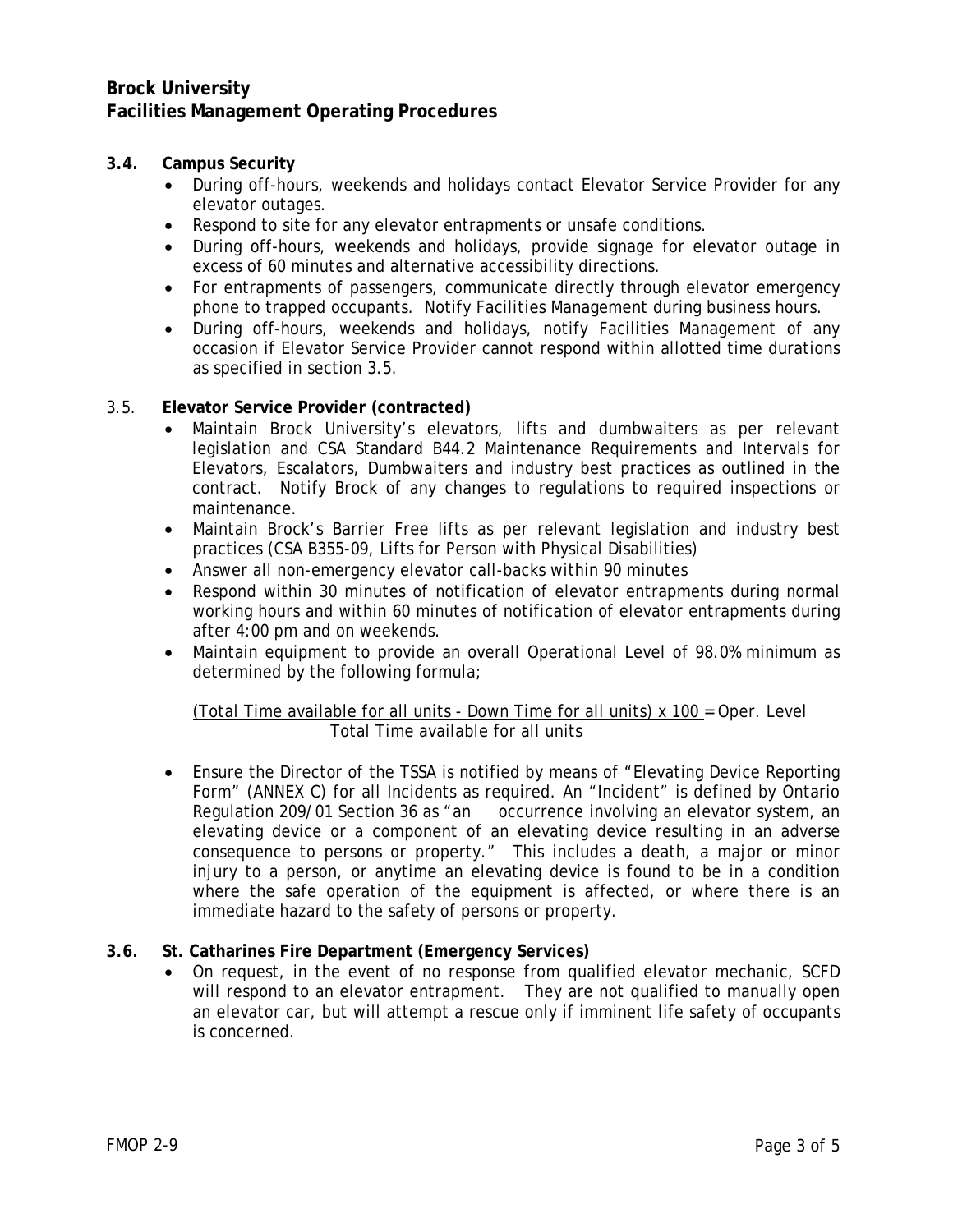**3.4. Campus Security**

- During off-hours, weekends and holidays contact Elevator Service Provider for any elevator outages.
- Respond to site for any elevator entrapments or unsafe conditions.
- During off-hours, weekends and holidays, provide signage for elevator outage in excess of 60 minutes and alternative accessibility directions.
- For entrapments of passengers, communicate directly through elevator emergency phone to trapped occupants. Notify Facilities Management during business hours.
- During off-hours, weekends and holidays, notify Facilities Management of any occasion if Elevator Service Provider cannot respond within allotted time durations as specified in section 3.5.

3.5. **Elevator Service Provider (contracted)**

- Maintain Brock University's elevators, lifts and dumbwaiters as per relevant legislation and CSA Standard B44.2 Maintenance Requirements and Intervals for Elevators, Escalators, Dumbwaiters and industry best practices as outlined in the contract. Notify Brock of any changes to regulations to required inspections or maintenance.
- Maintain Brock's Barrier Free lifts as per relevant legislation and industry best practices (CSA B355-09, Lifts for Person with Physical Disabilities)
- Answer all non-emergency elevator call-backs within 90 minutes
- Respond within 30 minutes of notification of elevator entrapments during normal working hours and within 60 minutes of notification of elevator entrapments during after 4:00 pm and on weekends.
- Maintain equipment to provide an overall Operational Level of 98.0% minimum as determined by the following formula;

  $$\frac{(\text{Total Time available for all units} - \text{Down Time for all units}) \times 100}{\text{Total Time available for all units}} = \text{Oper. Level}$$

- Ensure the Director of the TSSA is notified by means of "Elevating Device Reporting Form" (ANNEX C) for all Incidents as required. An "Incident" is defined by Ontario Regulation 209/01 Section 36 as "an occurrence involving an elevator system, an elevating device or a component of an elevating device resulting in an adverse consequence to persons or property." This includes a death, a major or minor injury to a person, or anytime an elevating device is found to be in a condition where the safe operation of the equipment is affected, or where there is an immediate hazard to the safety of persons or property.

**3.6. St. Catharines Fire Department (Emergency Services)**

- On request, in the event of no response from qualified elevator mechanic, SCFD will respond to an elevator entrapment. They are not qualified to manually open an elevator car, but will attempt a rescue only if imminent life safety of occupants is concerned.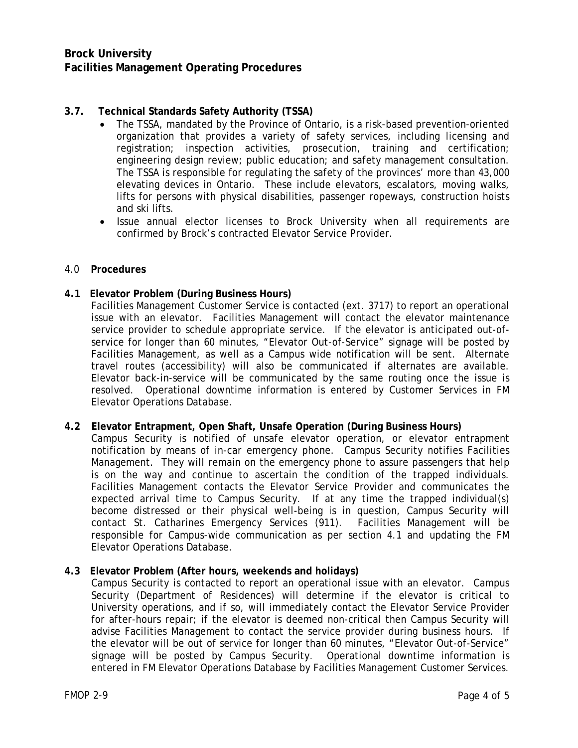### 3.7. Technical Standards Safety Authority (TSSA)

- The TSSA, mandated by the Province of Ontario, is a risk-based prevention-oriented organization that provides a variety of safety services, including licensing and registration; inspection activities, prosecution, training and certification; engineering design review; public education; and safety management consultation. The TSSA is responsible for regulating the safety of the provinces' more than 43,000 elevating devices in Ontario. These include elevators, escalators, moving walks, lifts for persons with physical disabilities, passenger ropeways, construction hoists and ski lifts.
- Issue annual elector licenses to Brock University when all requirements are confirmed by Brock's contracted Elevator Service Provider.

## 4.0 Procedures

### 4.1 Elevator Problem (During Business Hours)

Facilities Management Customer Service is contacted (ext. 3717) to report an operational issue with an elevator. Facilities Management will contact the elevator maintenance service provider to schedule appropriate service. If the elevator is anticipated out-of-service for longer than 60 minutes, "Elevator Out-of-Service" signage will be posted by Facilities Management, as well as a Campus wide notification will be sent. Alternate travel routes (accessibility) will also be communicated if alternates are available. Elevator back-in-service will be communicated by the same routing once the issue is resolved. Operational downtime information is entered by Customer Services in FM Elevator Operations Database.

### 4.2 Elevator Entrapment, Open Shaft, Unsafe Operation (During Business Hours)

Campus Security is notified of unsafe elevator operation, or elevator entrapment notification by means of in-car emergency phone. Campus Security notifies Facilities Management. They will remain on the emergency phone to assure passengers that help is on the way and continue to ascertain the condition of the trapped individuals. Facilities Management contacts the Elevator Service Provider and communicates the expected arrival time to Campus Security. If at any time the trapped individual(s) become distressed or their physical well-being is in question, Campus Security will contact St. Catharines Emergency Services (911). Facilities Management will be responsible for Campus-wide communication as per section 4.1 and updating the FM Elevator Operations Database.

### 4.3 Elevator Problem (After hours, weekends and holidays)

Campus Security is contacted to report an operational issue with an elevator. Campus Security (Department of Residences) will determine if the elevator is critical to University operations, and if so, will immediately contact the Elevator Service Provider for after-hours repair; if the elevator is deemed non-critical then Campus Security will advise Facilities Management to contact the service provider during business hours. If the elevator will be out of service for longer than 60 minutes, "Elevator Out-of-Service" signage will be posted by Campus Security. Operational downtime information is entered in FM Elevator Operations Database by Facilities Management Customer Services.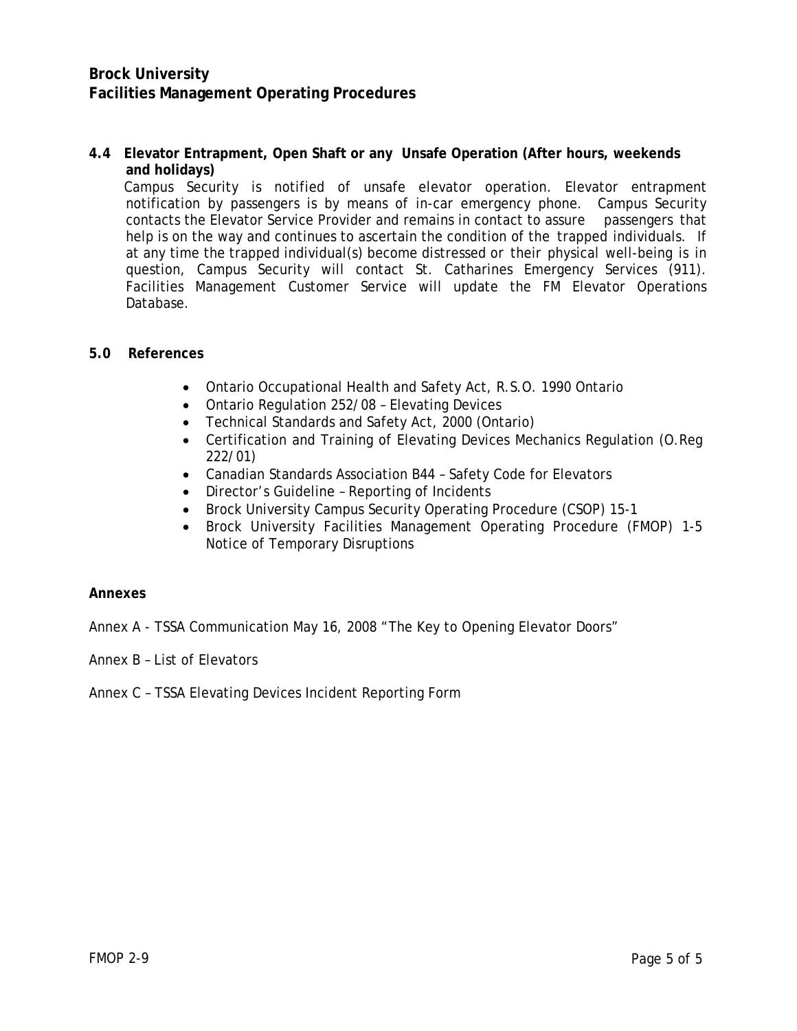**4.4 Elevator Entrapment, Open Shaft or any Unsafe Operation (After hours, weekends and holidays)**

Campus Security is notified of unsafe elevator operation. Elevator entrapment notification by passengers is by means of in-car emergency phone. Campus Security contacts the Elevator Service Provider and remains in contact to assure passengers that help is on the way and continues to ascertain the condition of the trapped individuals. If at any time the trapped individual(s) become distressed or their physical well-being is in question, Campus Security will contact St. Catharines Emergency Services (911). Facilities Management Customer Service will update the FM Elevator Operations Database.

**5.0 References**

- Ontario Occupational Health and Safety Act, R.S.O. 1990 Ontario
- Ontario Regulation 252/08 – Elevating Devices
- Technical Standards and Safety Act, 2000 (Ontario)
- Certification and Training of Elevating Devices Mechanics Regulation (O.Reg 222/01)
- Canadian Standards Association B44 – Safety Code for Elevators
- Director's Guideline – Reporting of Incidents
- Brock University Campus Security Operating Procedure (CSOP) 15-1
- Brock University Facilities Management Operating Procedure (FMOP) 1-5 Notice of Temporary Disruptions

**Annexes**

Annex A - TSSA Communication May 16, 2008 "The Key to Opening Elevator Doors"

Annex B – List of Elevators

Annex C – TSSA Elevating Devices Incident Reporting Form